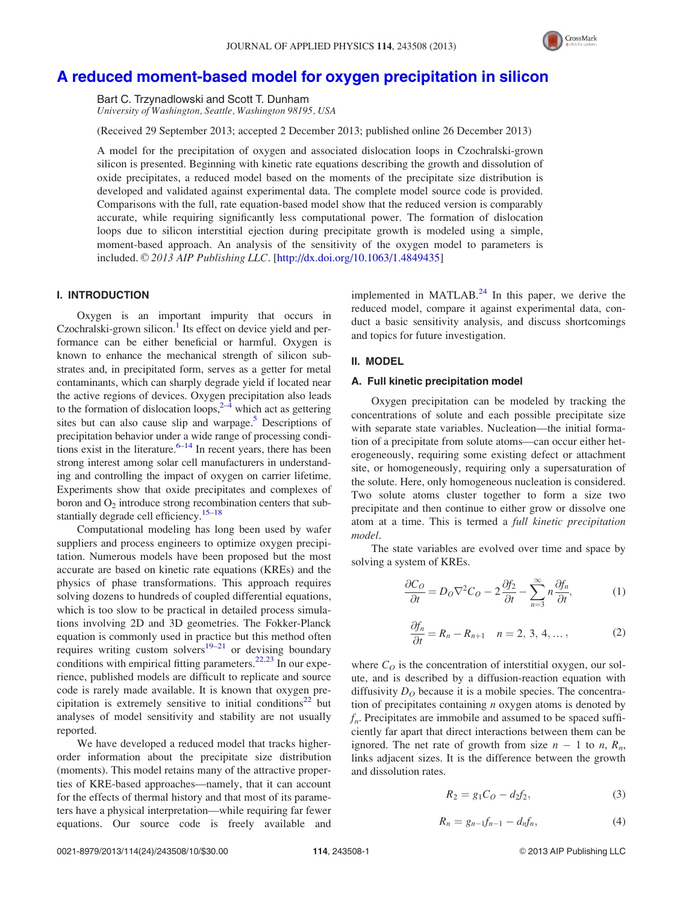# A reduced moment-based model for oxygen precipitation in silicon

Bart C. Trzynadlowski and Scott T. Dunham

*University of Washington, Seattle, Washington 98195, USA*

(Received 29 September 2013; accepted 2 December 2013; published online 26 December 2013)

A model for the precipitation of oxygen and associated dislocation loops in Czochralski-grown silicon is presented. Beginning with kinetic rate equations describing the growth and dissolution of oxide precipitates, a reduced model based on the moments of the precipitate size distribution is developed and validated against experimental data. The complete model source code is provided. Comparisons with the full, rate equation-based model show that the reduced version is comparably accurate, while requiring significantly less computational power. The formation of dislocation loops due to silicon interstitial ejection during precipitate growth is modeled using a simple, moment-based approach. An analysis of the sensitivity of the oxygen model to parameters is included. © *2013 AIP Publishing LLC*. [http://dx.doi.org/10.1063/1.4849435]

## I. INTRODUCTION

Oxygen is an important impurity that occurs in Czochralski-grown silicon.[1] Its effect on device yield and performance can be either beneficial or harmful. Oxygen is known to enhance the mechanical strength of silicon substrates and, in precipitated form, serves as a getter for metal contaminants, which can sharply degrade yield if located near the active regions of devices. Oxygen precipitation also leads to the formation of dislocation loops,[2–4] which act as gettering sites but can also cause slip and warpage.[5] Descriptions of precipitation behavior under a wide range of processing conditions exist in the literature.[6–14] In recent years, there has been strong interest among solar cell manufacturers in understanding and controlling the impact of oxygen on carrier lifetime. Experiments show that oxide precipitates and complexes of boron and $O_2$ introduce strong recombination centers that substantially degrade cell efficiency.[15–18]

Computational modeling has long been used by wafer suppliers and process engineers to optimize oxygen precipitation. Numerous models have been proposed but the most accurate are based on kinetic rate equations (KREs) and the physics of phase transformations. This approach requires solving dozens to hundreds of coupled differential equations, which is too slow to be practical in detailed process simulations involving 2D and 3D geometries. The Fokker-Planck equation is commonly used in practice but this method often requires writing custom solvers[19–21] or devising boundary conditions with empirical fitting parameters.[22,23] In our experience, published models are difficult to replicate and source code is rarely made available. It is known that oxygen precipitation is extremely sensitive to initial conditions[22] but analyses of model sensitivity and stability are not usually reported.

We have developed a reduced model that tracks higher-order information about the precipitate size distribution (moments). This model retains many of the attractive properties of KRE-based approaches—namely, that it can account for the effects of thermal history and that most of its parameters have a physical interpretation—while requiring far fewer equations. Our source code is freely available and implemented in MATLAB.[24] In this paper, we derive the reduced model, compare it against experimental data, conduct a basic sensitivity analysis, and discuss shortcomings and topics for future investigation.

## II. MODEL

### A. Full kinetic precipitation model

Oxygen precipitation can be modeled by tracking the concentrations of solute and each possible precipitate size with separate state variables. Nucleation—the initial formation of a precipitate from solute atoms—can occur either heterogeneously, requiring some existing defect or attachment site, or homogeneously, requiring only a supersaturation of the solute. Here, only homogeneous nucleation is considered. Two solute atoms cluster together to form a size two precipitate and then continue to either grow or dissolve one atom at a time. This is termed a *full kinetic precipitation model*.

The state variables are evolved over time and space by solving a system of KREs.

$$\frac{\partial C_O}{\partial t} = D_O \nabla^2 C_O - 2\frac{\partial f_2}{\partial t} - \sum_{n=3}^{\infty} n\frac{\partial f_n}{\partial t}, \tag{1}$$

$$\frac{\partial f_n}{\partial t} = R_n - R_{n+1} \quad n = 2, 3, 4, \ldots, \tag{2}$$

where $C_O$ is the concentration of interstitial oxygen, our solute, and is described by a diffusion-reaction equation with diffusivity $D_O$ because it is a mobile species. The concentration of precipitates containing $n$ oxygen atoms is denoted by $f_n$. Precipitates are immobile and assumed to be spaced sufficiently far apart that direct interactions between them can be ignored. The net rate of growth from size $n - 1$ to $n$, $R_n$, links adjacent sizes. It is the difference between the growth and dissolution rates.

$$R_2 = g_1 C_O - d_2 f_2, \tag{3}$$

$$R_n = g_{n-1} f_{n-1} - d_n f_n, \tag{4}$$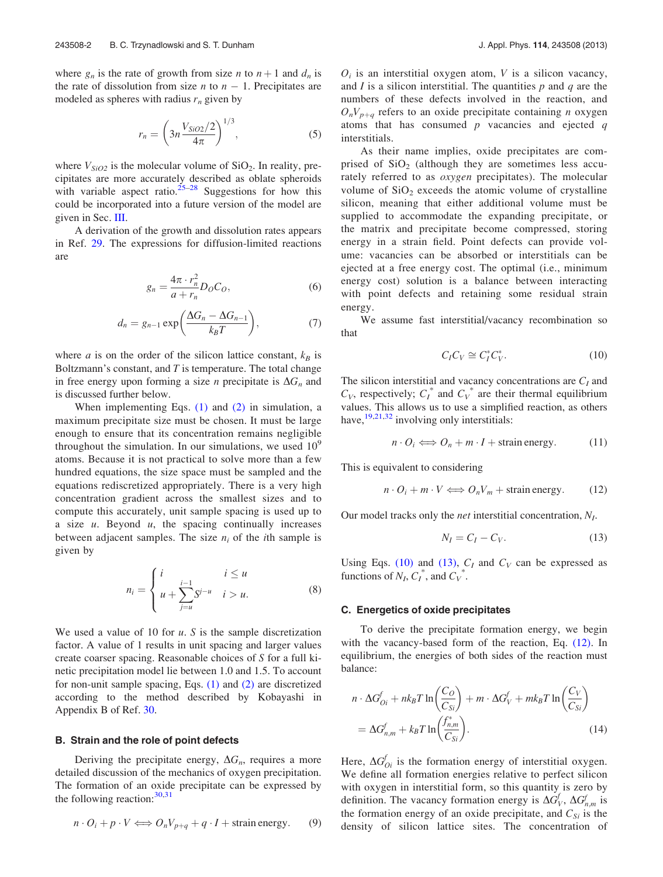where $g_n$ is the rate of growth from size $n$ to $n+1$ and $d_n$ is the rate of dissolution from size $n$ to $n-1$. Precipitates are modeled as spheres with radius $r_n$ given by

$$r_n = \left(3n\frac{V_{SiO2}/2}{4\pi}\right)^{1/3}, \tag{5}$$

where $V_{SiO2}$ is the molecular volume of $SiO_2$. In reality, precipitates are more accurately described as oblate spheroids with variable aspect ratio.[25–28] Suggestions for how this could be incorporated into a future version of the model are given in Sec. III.

A derivation of the growth and dissolution rates appears in Ref. 29. The expressions for diffusion-limited reactions are

$$g_n = \frac{4\pi \cdot r_n^2}{a + r_n} D_O C_O, \tag{6}$$

$$d_n = g_{n-1} \exp\left(\frac{\Delta G_n - \Delta G_{n-1}}{k_B T}\right), \tag{7}$$

where $a$ is on the order of the silicon lattice constant, $k_B$ is Boltzmann's constant, and $T$ is temperature. The total change in free energy upon forming a size $n$ precipitate is $\Delta G_n$ and is discussed further below.

When implementing Eqs. (1) and (2) in simulation, a maximum precipitate size must be chosen. It must be large enough to ensure that its concentration remains negligible throughout the simulation. In our simulations, we used $10^9$ atoms. Because it is not practical to solve more than a few hundred equations, the size space must be sampled and the equations rediscretized appropriately. There is a very high concentration gradient across the smallest sizes and to compute this accurately, unit sample spacing is used up to a size $u$. Beyond $u$, the spacing continually increases between adjacent samples. The size $n_i$ of the $i$th sample is given by

$$n_i = \begin{cases} i & i \leq u \\ u + \displaystyle\sum_{j=u}^{i-1} S^{j-u} & i > u. \end{cases} \tag{8}$$

We used a value of 10 for $u$. $S$ is the sample discretization factor. A value of 1 results in unit spacing and larger values create coarser spacing. Reasonable choices of $S$ for a full kinetic precipitation model lie between 1.0 and 1.5. To account for non-unit sample spacing, Eqs. (1) and (2) are discretized according to the method described by Kobayashi in Appendix B of Ref. 30.

### B. Strain and the role of point defects

Deriving the precipitate energy, $\Delta G_n$, requires a more detailed discussion of the mechanics of oxygen precipitation. The formation of an oxide precipitate can be expressed by the following reaction:[30,31]

$$n \cdot O_i + p \cdot V \Longleftrightarrow O_n V_{p+q} + q \cdot I + \text{strain energy}. \tag{9}$$

$O_i$ is an interstitial oxygen atom, $V$ is a silicon vacancy, and $I$ is a silicon interstitial. The quantities $p$ and $q$ are the numbers of these defects involved in the reaction, and $O_n V_{p+q}$ refers to an oxide precipitate containing $n$ oxygen atoms that has consumed $p$ vacancies and ejected $q$ interstitials.

As their name implies, oxide precipitates are comprised of $SiO_2$ (although they are sometimes less accurately referred to as *oxygen* precipitates). The molecular volume of $SiO_2$ exceeds the atomic volume of crystalline silicon, meaning that either additional volume must be supplied to accommodate the expanding precipitate, or the matrix and precipitate become compressed, storing energy in a strain field. Point defects can provide volume: vacancies can be absorbed or interstitials can be ejected at a free energy cost. The optimal (i.e., minimum energy cost) solution is a balance between interacting with point defects and retaining some residual strain energy.

We assume fast interstitial/vacancy recombination so that

$$C_I C_V \cong C_I^* C_V^*. \tag{10}$$

The silicon interstitial and vacancy concentrations are $C_I$ and $C_V$, respectively; $C_I^*$ and $C_V^*$ are their thermal equilibrium values. This allows us to use a simplified reaction, as others have,[19,21,32] involving only interstitials:

$$n \cdot O_i \Longleftrightarrow O_n + m \cdot I + \text{strain energy}. \tag{11}$$

This is equivalent to considering

$$n \cdot O_i + m \cdot V \Longleftrightarrow O_n V_m + \text{strain energy}. \tag{12}$$

Our model tracks only the *net* interstitial concentration, $N_I$.

$$N_I = C_I - C_V. \tag{13}$$

Using Eqs. (10) and (13), $C_I$ and $C_V$ can be expressed as functions of $N_I$, $C_I^*$, and $C_V^*$.

### C. Energetics of oxide precipitates

To derive the precipitate formation energy, we begin with the vacancy-based form of the reaction, Eq. (12). In equilibrium, the energies of both sides of the reaction must balance:

$$n \cdot \Delta G_{Oi}^f + nk_B T \ln\left(\frac{C_O}{C_{Si}}\right) + m \cdot \Delta G_V^f + mk_B T \ln\left(\frac{C_V}{C_{Si}}\right) = \Delta G_{n,m}^f + k_B T \ln\left(\frac{f_{n,m}^*}{C_{Si}}\right). \tag{14}$$

Here, $\Delta G_{Oi}^f$ is the formation energy of interstitial oxygen. We define all formation energies relative to perfect silicon with oxygen in interstitial form, so this quantity is zero by definition. The vacancy formation energy is $\Delta G_V^f$, $\Delta G_{n,m}^f$ is the formation energy of an oxide precipitate, and $C_{Si}$ is the density of silicon lattice sites. The concentration of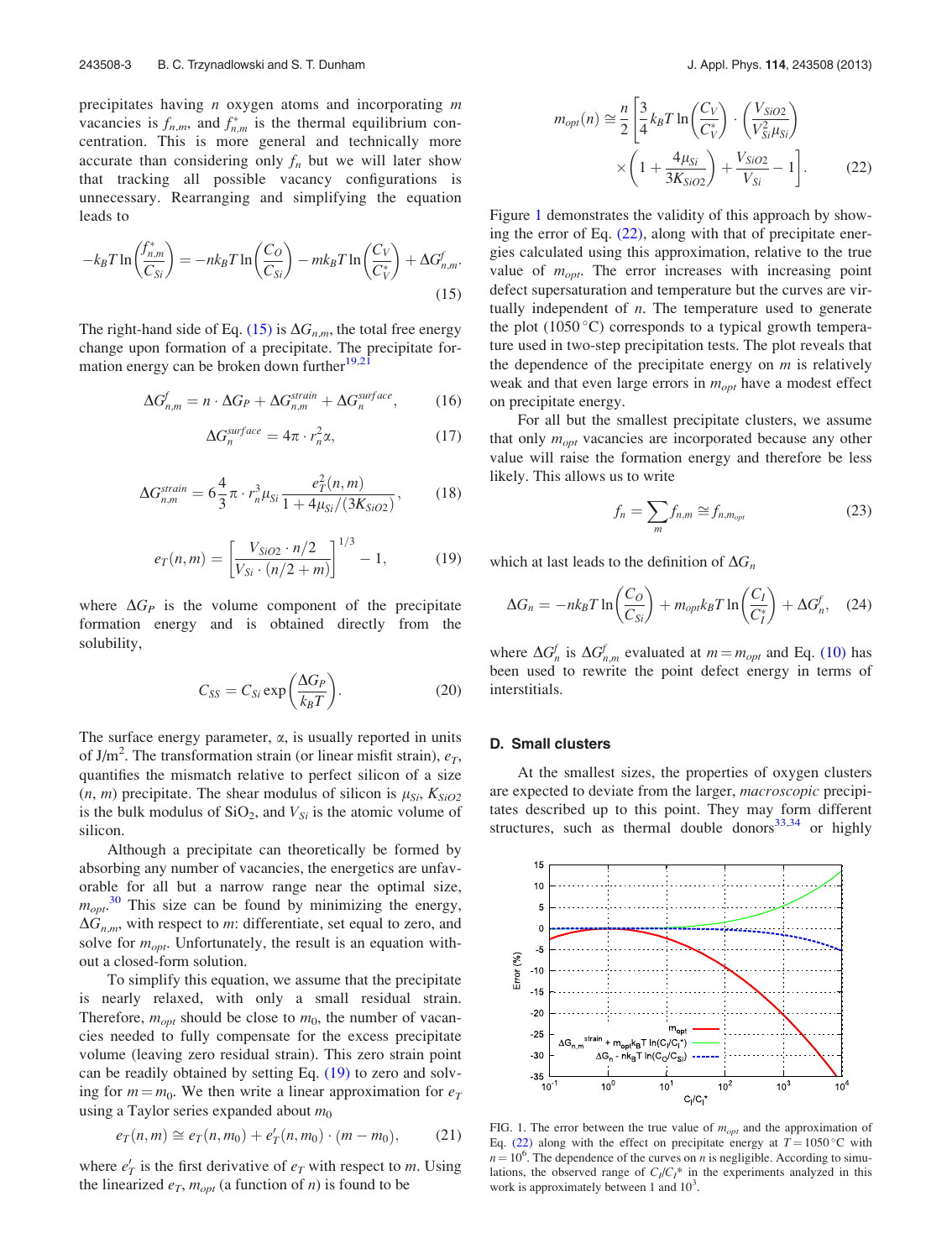precipitates having $n$ oxygen atoms and incorporating $m$ vacancies is $f_{n,m}$, and $f^*_{n,m}$ is the thermal equilibrium concentration. This is more general and technically more accurate than considering only $f_n$ but we will later show that tracking all possible vacancy configurations is unnecessary. Rearranging and simplifying the equation leads to

$$-k_BT\ln\left(\frac{f^*_{n,m}}{C_{Si}}\right) = -nk_BT\ln\left(\frac{C_O}{C_{Si}}\right) - mk_BT\ln\left(\frac{C_V}{C_V^*}\right) + \Delta G^f_{n,m}. \tag{15}$$

The right-hand side of Eq. (15) is $\Delta G_{n,m}$, the total free energy change upon formation of a precipitate. The precipitate formation energy can be broken down further[19,21]

$$\Delta G^f_{n,m} = n \cdot \Delta G_P + \Delta G^{strain}_{n,m} + \Delta G^{surface}_n, \tag{16}$$

$$\Delta G^{surface}_n = 4\pi \cdot r_n^2 \alpha, \tag{17}$$

$$\Delta G^{strain}_{n,m} = 6\frac{4}{3}\pi \cdot r_n^3 \mu_{Si}\frac{e_T^2(n,m)}{1 + 4\mu_{Si}/(3K_{SiO2})}, \tag{18}$$

$$e_T(n,m) = \left[\frac{V_{SiO2} \cdot n/2}{V_{Si} \cdot (n/2 + m)}\right]^{1/3} - 1, \tag{19}$$

where $\Delta G_P$ is the volume component of the precipitate formation energy and is obtained directly from the solubility,

$$C_{SS} = C_{Si}\exp\left(\frac{\Delta G_P}{k_BT}\right). \tag{20}$$

The surface energy parameter, $\alpha$, is usually reported in units of $J/m^2$. The transformation strain (or linear misfit strain), $e_T$, quantifies the mismatch relative to perfect silicon of a size $(n, m)$ precipitate. The shear modulus of silicon is $\mu_{Si}$, $K_{SiO2}$ is the bulk modulus of $SiO_2$, and $V_{Si}$ is the atomic volume of silicon.

Although a precipitate can theoretically be formed by absorbing any number of vacancies, the energetics are unfavorable for all but a narrow range near the optimal size, $m_{opt}$.[30] This size can be found by minimizing the energy, $\Delta G_{n,m}$, with respect to $m$: differentiate, set equal to zero, and solve for $m_{opt}$. Unfortunately, the result is an equation without a closed-form solution.

To simplify this equation, we assume that the precipitate is nearly relaxed, with only a small residual strain. Therefore, $m_{opt}$ should be close to $m_0$, the number of vacancies needed to fully compensate for the excess precipitate volume (leaving zero residual strain). This zero strain point can be readily obtained by setting Eq. (19) to zero and solving for $m = m_0$. We then write a linear approximation for $e_T$ using a Taylor series expanded about $m_0$

$$e_T(n,m) \cong e_T(n,m_0) + e'_T(n,m_0) \cdot (m - m_0), \tag{21}$$

where $e'_T$ is the first derivative of $e_T$ with respect to $m$. Using the linearized $e_T$, $m_{opt}$ (a function of $n$) is found to be

$$m_{opt}(n) \cong \frac{n}{2}\left[\frac{3}{4}k_BT\ln\left(\frac{C_V}{C_V^*}\right) \cdot \left(\frac{V_{SiO2}}{V_{Si}^2\mu_{Si}}\right) \times \left(1 + \frac{4\mu_{Si}}{3K_{SiO2}}\right) + \frac{V_{SiO2}}{V_{Si}} - 1\right]. \tag{22}$$

Figure 1 demonstrates the validity of this approach by showing the error of Eq. (22), along with that of precipitate energies calculated using this approximation, relative to the true value of $m_{opt}$. The error increases with increasing point defect supersaturation and temperature but the curves are virtually independent of $n$. The temperature used to generate the plot (1050 °C) corresponds to a typical growth temperature used in two-step precipitation tests. The plot reveals that the dependence of the precipitate energy on $m$ is relatively weak and that even large errors in $m_{opt}$ have a modest effect on precipitate energy.

For all but the smallest precipitate clusters, we assume that only $m_{opt}$ vacancies are incorporated because any other value will raise the formation energy and therefore be less likely. This allows us to write

$$f_n = \sum_m f_{n,m} \cong f_{n,m_{opt}} \tag{23}$$

which at last leads to the definition of $\Delta G_n$

$$\Delta G_n = -nk_BT\ln\left(\frac{C_O}{C_{Si}}\right) + m_{opt}k_BT\ln\left(\frac{C_I}{C_I^*}\right) + \Delta G^f_n, \tag{24}$$

where $\Delta G^f_n$ is $\Delta G^f_{n,m}$ evaluated at $m = m_{opt}$ and Eq. (10) has been used to rewrite the point defect energy in terms of interstitials.

### D. Small clusters

At the smallest sizes, the properties of oxygen clusters are expected to deviate from the larger, *macroscopic* precipitates described up to this point. They may form different structures, such as thermal double donors[33,34] or highly

FIG. 1. The error between the true value of $m_{opt}$ and the approximation of Eq. (22) along with the effect on precipitate energy at $T = 1050$ °C with $n = 10^6$. The dependence of the curves on $n$ is negligible. According to simulations, the observed range of $C_I/C_I^*$ in the experiments analyzed in this work is approximately between 1 and $10^3$.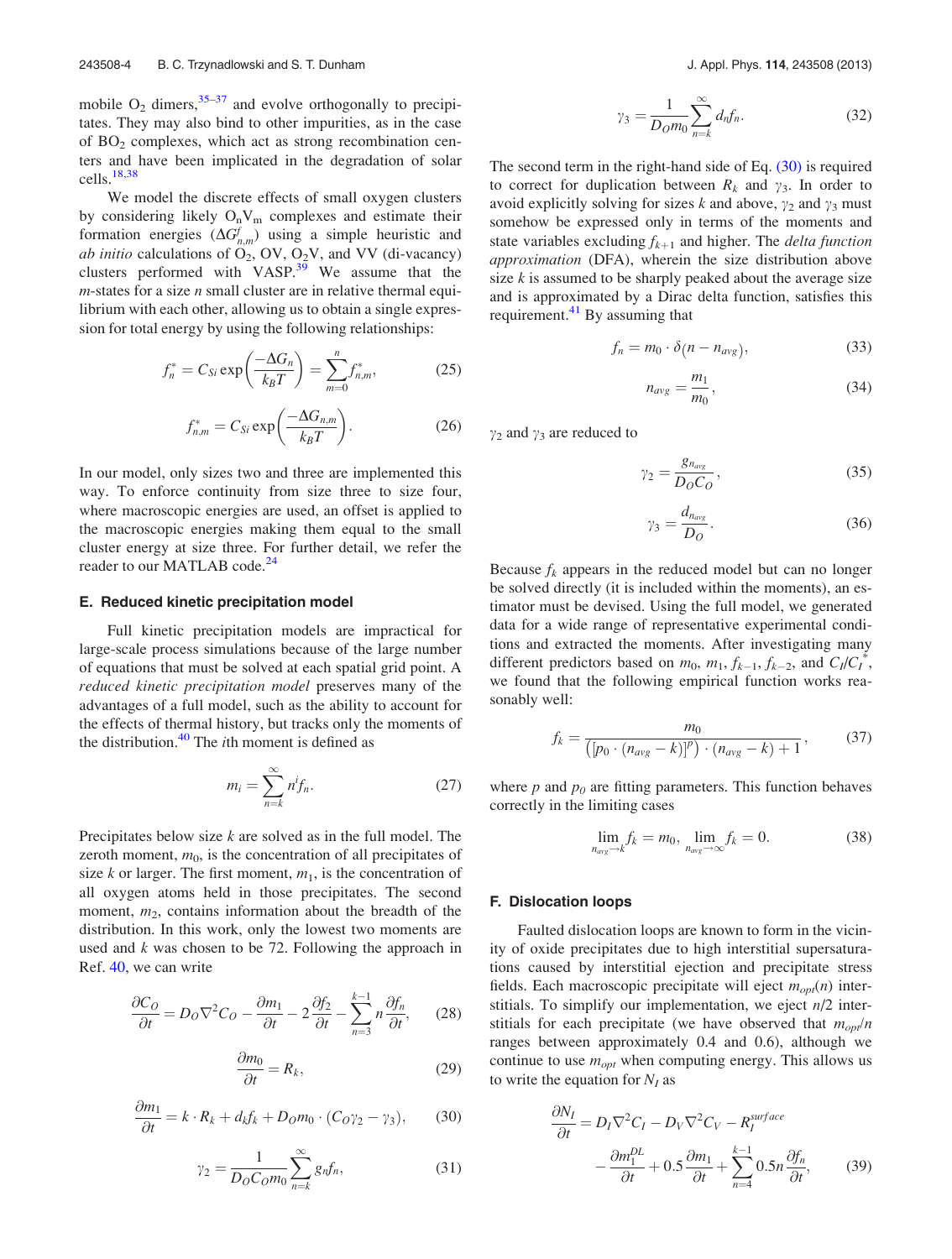mobile $O_2$ dimers,[35–37] and evolve orthogonally to precipitates. They may also bind to other impurities, as in the case of $BO_2$ complexes, which act as strong recombination centers and have been implicated in the degradation of solar cells.[18,38]

We model the discrete effects of small oxygen clusters by considering likely $O_nV_m$ complexes and estimate their formation energies ($\Delta G^f_{n,m}$) using a simple heuristic and *ab initio* calculations of $O_2$, OV, $O_2$V, and VV (di-vacancy) clusters performed with VASP.[39] We assume that the *m*-states for a size *n* small cluster are in relative thermal equilibrium with each other, allowing us to obtain a single expression for total energy by using the following relationships:

$$f_n^* = C_{Si}\exp\left(\frac{-\Delta G_n}{k_B T}\right) = \sum_{m=0}^{n} f_{n,m}^*, \tag{25}$$

$$f_{n,m}^* = C_{Si}\exp\left(\frac{-\Delta G_{n,m}}{k_B T}\right). \tag{26}$$

In our model, only sizes two and three are implemented this way. To enforce continuity from size three to size four, where macroscopic energies are used, an offset is applied to the macroscopic energies making them equal to the small cluster energy at size three. For further detail, we refer the reader to our MATLAB code.[24]

### E. Reduced kinetic precipitation model

Full kinetic precipitation models are impractical for large-scale process simulations because of the large number of equations that must be solved at each spatial grid point. A *reduced kinetic precipitation model* preserves many of the advantages of a full model, such as the ability to account for the effects of thermal history, but tracks only the moments of the distribution.[40] The *i*th moment is defined as

$$m_i = \sum_{n=k}^{\infty} n^i f_n. \tag{27}$$

Precipitates below size *k* are solved as in the full model. The zeroth moment, $m_0$, is the concentration of all precipitates of size *k* or larger. The first moment, $m_1$, is the concentration of all oxygen atoms held in those precipitates. The second moment, $m_2$, contains information about the breadth of the distribution. In this work, only the lowest two moments are used and *k* was chosen to be 72. Following the approach in Ref. 40, we can write

$$\frac{\partial C_O}{\partial t} = D_O\nabla^2 C_O - \frac{\partial m_1}{\partial t} - 2\frac{\partial f_2}{\partial t} - \sum_{n=3}^{k-1} n\frac{\partial f_n}{\partial t}, \tag{28}$$

$$\frac{\partial m_0}{\partial t} = R_k, \tag{29}$$

$$\frac{\partial m_1}{\partial t} = k\cdot R_k + d_k f_k + D_O m_0\cdot(C_O\gamma_2 - \gamma_3), \tag{30}$$

$$\gamma_2 = \frac{1}{D_O C_O m_0}\sum_{n=k}^{\infty} g_n f_n, \tag{31}$$

$$\gamma_3 = \frac{1}{D_O m_0}\sum_{n=k}^{\infty} d_n f_n. \tag{32}$$

The second term in the right-hand side of Eq. (30) is required to correct for duplication between $R_k$ and $\gamma_3$. In order to avoid explicitly solving for sizes *k* and above, $\gamma_2$ and $\gamma_3$ must somehow be expressed only in terms of the moments and state variables excluding $f_{k+1}$ and higher. The *delta function approximation* (DFA), wherein the size distribution above size *k* is assumed to be sharply peaked about the average size and is approximated by a Dirac delta function, satisfies this requirement.[41] By assuming that

$$f_n = m_0\cdot\delta(n - n_{avg}), \tag{33}$$

$$n_{avg} = \frac{m_1}{m_0}, \tag{34}$$

$\gamma_2$ and $\gamma_3$ are reduced to

$$\gamma_2 = \frac{g_{n_{avg}}}{D_O C_O}, \tag{35}$$

$$\gamma_3 = \frac{d_{n_{avg}}}{D_O}. \tag{36}$$

Because $f_k$ appears in the reduced model but can no longer be solved directly (it is included within the moments), an estimator must be devised. Using the full model, we generated data for a wide range of representative experimental conditions and extracted the moments. After investigating many different predictors based on $m_0$, $m_1$, $f_{k-1}$, $f_{k-2}$, and $C_I/C_I^*$, we found that the following empirical function works reasonably well:

$$f_k = \frac{m_0}{\left([p_0\cdot(n_{avg} - k)]^p\right)\cdot(n_{avg} - k) + 1}, \tag{37}$$

where *p* and $p_0$ are fitting parameters. This function behaves correctly in the limiting cases

$$\lim_{n_{avg}\to k} f_k = m_0,\quad \lim_{n_{avg}\to\infty} f_k = 0. \tag{38}$$

### F. Dislocation loops

Faulted dislocation loops are known to form in the vicinity of oxide precipitates due to high interstitial supersaturations caused by interstitial ejection and precipitate stress fields. Each macroscopic precipitate will eject $m_{opt}(n)$ interstitials. To simplify our implementation, we eject *n*/2 interstitials for each precipitate (we have observed that $m_{opt}/n$ ranges between approximately 0.4 and 0.6), although we continue to use $m_{opt}$ when computing energy. This allows us to write the equation for $N_I$ as

$$\frac{\partial N_I}{\partial t} = D_I\nabla^2 C_I - D_V\nabla^2 C_V - R_I^{surface} - \frac{\partial m_1^{DL}}{\partial t} + 0.5\frac{\partial m_1}{\partial t} + \sum_{n=4}^{k-1} 0.5n\frac{\partial f_n}{\partial t}, \tag{39}$$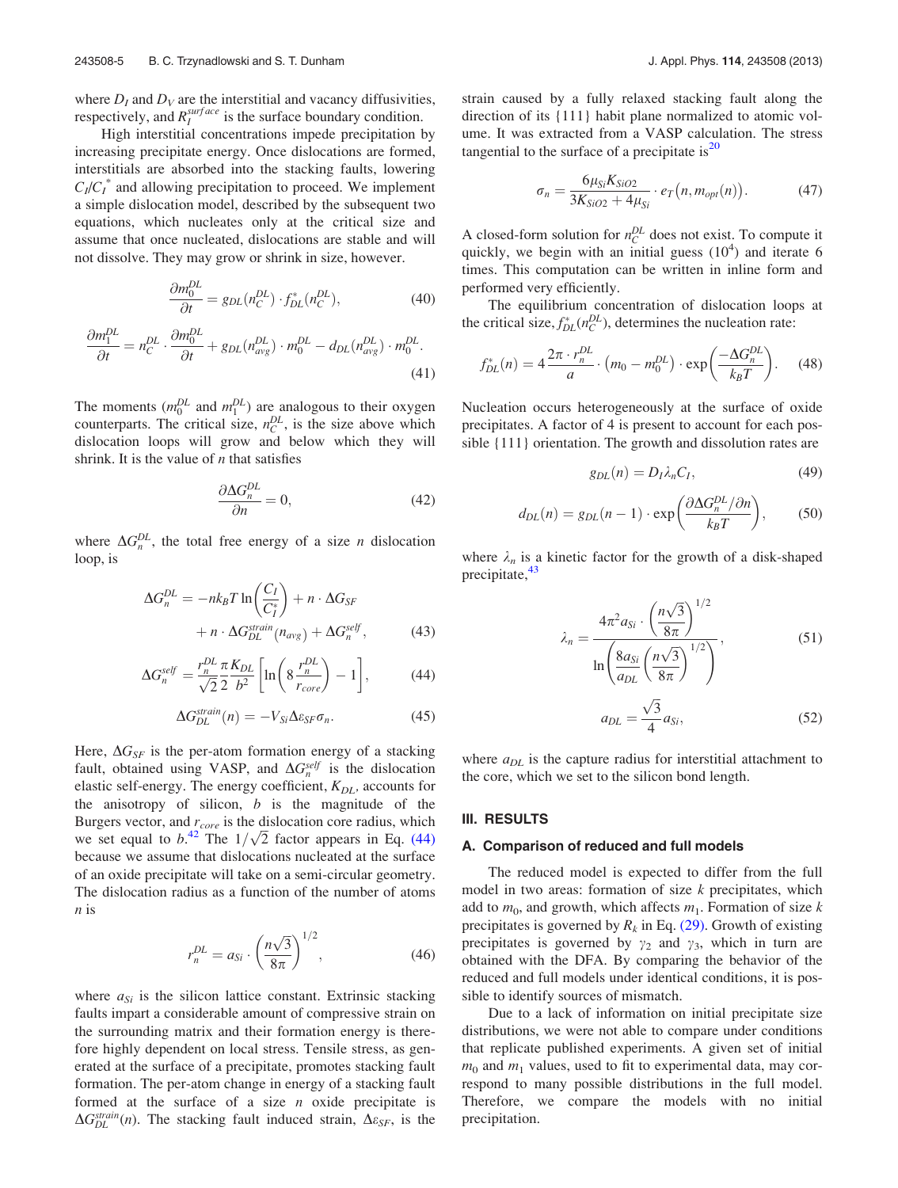where $D_I$ and $D_V$ are the interstitial and vacancy diffusivities, respectively, and $R_I^{surface}$ is the surface boundary condition.

High interstitial concentrations impede precipitation by increasing precipitate energy. Once dislocations are formed, interstitials are absorbed into the stacking faults, lowering $C_I/C_I^*$ and allowing precipitation to proceed. We implement a simple dislocation model, described by the subsequent two equations, which nucleates only at the critical size and assume that once nucleated, dislocations are stable and will not dissolve. They may grow or shrink in size, however.

$$\frac{\partial m_0^{DL}}{\partial t} = g_{DL}(n_C^{DL}) \cdot f_{DL}^*(n_C^{DL}), \tag{40}$$

$$\frac{\partial m_1^{DL}}{\partial t} = n_C^{DL} \cdot \frac{\partial m_0^{DL}}{\partial t} + g_{DL}(n_{avg}^{DL}) \cdot m_0^{DL} - d_{DL}(n_{avg}^{DL}) \cdot m_0^{DL}. \tag{41}$$

The moments ($m_0^{DL}$ and $m_1^{DL}$) are analogous to their oxygen counterparts. The critical size, $n_C^{DL}$, is the size above which dislocation loops will grow and below which they will shrink. It is the value of $n$ that satisfies

$$\frac{\partial \Delta G_n^{DL}}{\partial n} = 0, \tag{42}$$

where $\Delta G_n^{DL}$, the total free energy of a size $n$ dislocation loop, is

$$\Delta G_n^{DL} = -nk_BT \ln\left(\frac{C_I}{C_I^*}\right) + n \cdot \Delta G_{SF} + n \cdot \Delta G_{DL}^{strain}(n_{avg}) + \Delta G_n^{self}, \tag{43}$$

$$\Delta G_n^{self} = \frac{r_n^{DL}}{\sqrt{2}} \frac{\pi}{2} \frac{K_{DL}}{b^2}\left[\ln\left(8\frac{r_n^{DL}}{r_{core}}\right) - 1\right], \tag{44}$$

$$\Delta G_{DL}^{strain}(n) = -V_{Si}\Delta\varepsilon_{SF}\sigma_n. \tag{45}$$

Here, $\Delta G_{SF}$ is the per-atom formation energy of a stacking fault, obtained using VASP, and $\Delta G_n^{self}$ is the dislocation elastic self-energy. The energy coefficient, $K_{DL}$, accounts for the anisotropy of silicon, $b$ is the magnitude of the Burgers vector, and $r_{core}$ is the dislocation core radius, which we set equal to $b$.[42] The $1/\sqrt{2}$ factor appears in Eq. (44) because we assume that dislocations nucleated at the surface of an oxide precipitate will take on a semi-circular geometry. The dislocation radius as a function of the number of atoms $n$ is

$$r_n^{DL} = a_{Si} \cdot \left(\frac{n\sqrt{3}}{8\pi}\right)^{1/2}, \tag{46}$$

where $a_{Si}$ is the silicon lattice constant. Extrinsic stacking faults impart a considerable amount of compressive strain on the surrounding matrix and their formation energy is therefore highly dependent on local stress. Tensile stress, as generated at the surface of a precipitate, promotes stacking fault formation. The per-atom change in energy of a stacking fault formed at the surface of a size $n$ oxide precipitate is $\Delta G_{DL}^{strain}(n)$. The stacking fault induced strain, $\Delta\varepsilon_{SF}$, is the strain caused by a fully relaxed stacking fault along the direction of its {111} habit plane normalized to atomic volume. It was extracted from a VASP calculation. The stress tangential to the surface of a precipitate is[20]

$$\sigma_n = \frac{6\mu_{Si}K_{SiO2}}{3K_{SiO2} + 4\mu_{Si}} \cdot e_T(n, m_{opt}(n)). \tag{47}$$

A closed-form solution for $n_C^{DL}$ does not exist. To compute it quickly, we begin with an initial guess ($10^4$) and iterate 6 times. This computation can be written in inline form and performed very efficiently.

The equilibrium concentration of dislocation loops at the critical size, $f_{DL}^*(n_C^{DL})$, determines the nucleation rate:

$$f_{DL}^*(n) = 4\frac{2\pi \cdot r_n^{DL}}{a} \cdot \left(m_0 - m_0^{DL}\right) \cdot \exp\left(\frac{-\Delta G_n^{DL}}{k_BT}\right). \tag{48}$$

Nucleation occurs heterogeneously at the surface of oxide precipitates. A factor of 4 is present to account for each possible {111} orientation. The growth and dissolution rates are

$$g_{DL}(n) = D_I\lambda_n C_I, \tag{49}$$

$$d_{DL}(n) = g_{DL}(n-1) \cdot \exp\left(\frac{\partial\Delta G_n^{DL}/\partial n}{k_BT}\right), \tag{50}$$

where $\lambda_n$ is a kinetic factor for the growth of a disk-shaped precipitate,[43]

$$\lambda_n = \frac{4\pi^2 a_{Si} \cdot \left(\frac{n\sqrt{3}}{8\pi}\right)^{1/2}}{\ln\left(\frac{8a_{Si}}{a_{DL}}\left(\frac{n\sqrt{3}}{8\pi}\right)^{1/2}\right)}, \tag{51}$$

$$a_{DL} = \frac{\sqrt{3}}{4}a_{Si}, \tag{52}$$

where $a_{DL}$ is the capture radius for interstitial attachment to the core, which we set to the silicon bond length.

## III. RESULTS

### A. Comparison of reduced and full models

The reduced model is expected to differ from the full model in two areas: formation of size $k$ precipitates, which add to $m_0$, and growth, which affects $m_1$. Formation of size $k$ precipitates is governed by $R_k$ in Eq. (29). Growth of existing precipitates is governed by $\gamma_2$ and $\gamma_3$, which in turn are obtained with the DFA. By comparing the behavior of the reduced and full models under identical conditions, it is possible to identify sources of mismatch.

Due to a lack of information on initial precipitate size distributions, we were not able to compare under conditions that replicate published experiments. A given set of initial $m_0$ and $m_1$ values, used to fit to experimental data, may correspond to many possible distributions in the full model. Therefore, we compare the models with no initial precipitation.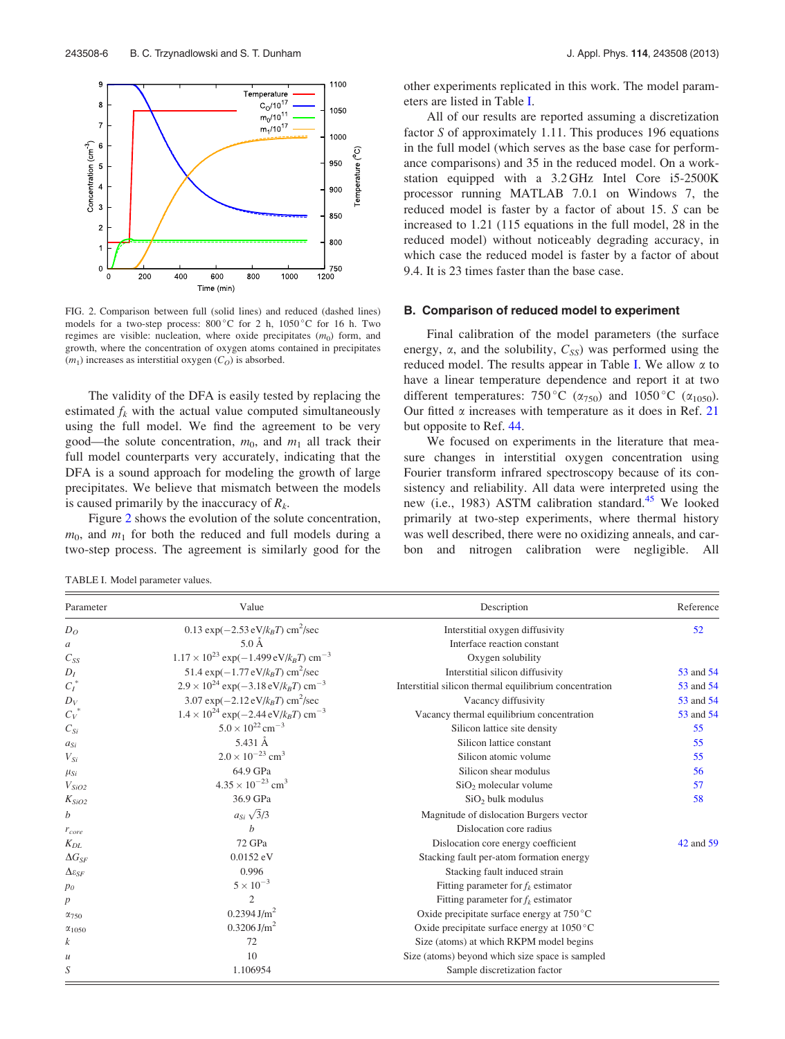FIG. 2. Comparison between full (solid lines) and reduced (dashed lines) models for a two-step process: 800 °C for 2 h, 1050 °C for 16 h. Two regimes are visible: nucleation, where oxide precipitates ($m_0$) form, and growth, where the concentration of oxygen atoms contained in precipitates ($m_1$) increases as interstitial oxygen ($C_O$) is absorbed.

The validity of the DFA is easily tested by replacing the estimated $f_k$ with the actual value computed simultaneously using the full model. We find the agreement to be very good—the solute concentration, $m_0$, and $m_1$ all track their full model counterparts very accurately, indicating that the DFA is a sound approach for modeling the growth of large precipitates. We believe that mismatch between the models is caused primarily by the inaccuracy of $R_k$.

Figure 2 shows the evolution of the solute concentration, $m_0$, and $m_1$ for both the reduced and full models during a two-step process. The agreement is similarly good for the other experiments replicated in this work. The model parameters are listed in Table I.

All of our results are reported assuming a discretization factor $S$ of approximately 1.11. This produces 196 equations in the full model (which serves as the base case for performance comparisons) and 35 in the reduced model. On a workstation equipped with a 3.2 GHz Intel Core i5-2500K processor running MATLAB 7.0.1 on Windows 7, the reduced model is faster by a factor of about 15. $S$ can be increased to 1.21 (115 equations in the full model, 28 in the reduced model) without noticeably degrading accuracy, in which case the reduced model is faster by a factor of about 9.4. It is 23 times faster than the base case.

### B. Comparison of reduced model to experiment

Final calibration of the model parameters (the surface energy, $\alpha$, and the solubility, $C_{SS}$) was performed using the reduced model. The results appear in Table I. We allow $\alpha$ to have a linear temperature dependence and report it at two different temperatures: 750 °C ($\alpha_{750}$) and 1050 °C ($\alpha_{1050}$). Our fitted $\alpha$ increases with temperature as it does in Ref. 21 but opposite to Ref. 44.

We focused on experiments in the literature that measure changes in interstitial oxygen concentration using Fourier transform infrared spectroscopy because of its consistency and reliability. All data were interpreted using the new (i.e., 1983) ASTM calibration standard.[45] We looked primarily at two-step experiments, where thermal history was well described, there were no oxidizing anneals, and carbon and nitrogen calibration were negligible. All

TABLE I. Model parameter values.

| Parameter | Value | Description | Reference |
|---|---|---|---|
| $D_O$ | $0.13\exp(-2.53\,\text{eV}/k_BT)$ cm$^2$/sec | Interstitial oxygen diffusivity | 52 |
| $a$ | 5.0 Å | Interface reaction constant | |
| $C_{SS}$ | $1.17\times10^{23}\exp(-1.499\,\text{eV}/k_BT)$ cm$^{-3}$ | Oxygen solubility | |
| $D_I$ | $51.4\exp(-1.77\,\text{eV}/k_BT)$ cm$^2$/sec | Interstitial silicon diffusivity | 53 and 54 |
| $C_I^*$ | $2.9\times10^{24}\exp(-3.18\,\text{eV}/k_BT)$ cm$^{-3}$ | Interstitial silicon thermal equilibrium concentration | 53 and 54 |
| $D_V$ | $3.07\exp(-2.12\,\text{eV}/k_BT)$ cm$^2$/sec | Vacancy diffusivity | 53 and 54 |
| $C_V^*$ | $1.4\times10^{24}\exp(-2.44\,\text{eV}/k_BT)$ cm$^{-3}$ | Vacancy thermal equilibrium concentration | 53 and 54 |
| $C_{Si}$ | $5.0\times10^{22}$ cm$^{-3}$ | Silicon lattice site density | 55 |
| $a_{Si}$ | 5.431 Å | Silicon lattice constant | 55 |
| $V_{Si}$ | $2.0\times10^{-23}$ cm$^3$ | Silicon atomic volume | 55 |
| $\mu_{Si}$ | 64.9 GPa | Silicon shear modulus | 56 |
| $V_{SiO2}$ | $4.35\times10^{-23}$ cm$^3$ | $SiO_2$ molecular volume | 57 |
| $K_{SiO2}$ | 36.9 GPa | $SiO_2$ bulk modulus | 58 |
| $b$ | $a_{Si}\sqrt{3}/3$ | Magnitude of dislocation Burgers vector | |
| $r_{core}$ | $b$ | Dislocation core radius | |
| $K_{DL}$ | 72 GPa | Dislocation core energy coefficient | 42 and 59 |
| $\Delta G_{SF}$ | 0.0152 eV | Stacking fault per-atom formation energy | |
| $\Delta\varepsilon_{SF}$ | 0.996 | Stacking fault induced strain | |
| $p_0$ | $5\times10^{-3}$ | Fitting parameter for $f_k$ estimator | |
| $p$ | 2 | Fitting parameter for $f_k$ estimator | |
| $\alpha_{750}$ | 0.2394 J/m$^2$ | Oxide precipitate surface energy at 750 °C | |
| $\alpha_{1050}$ | 0.3206 J/m$^2$ | Oxide precipitate surface energy at 1050 °C | |
| $k$ | 72 | Size (atoms) at which RKPM model begins | |
| $u$ | 10 | Size (atoms) beyond which size space is sampled | |
| $S$ | 1.106954 | Sample discretization factor | |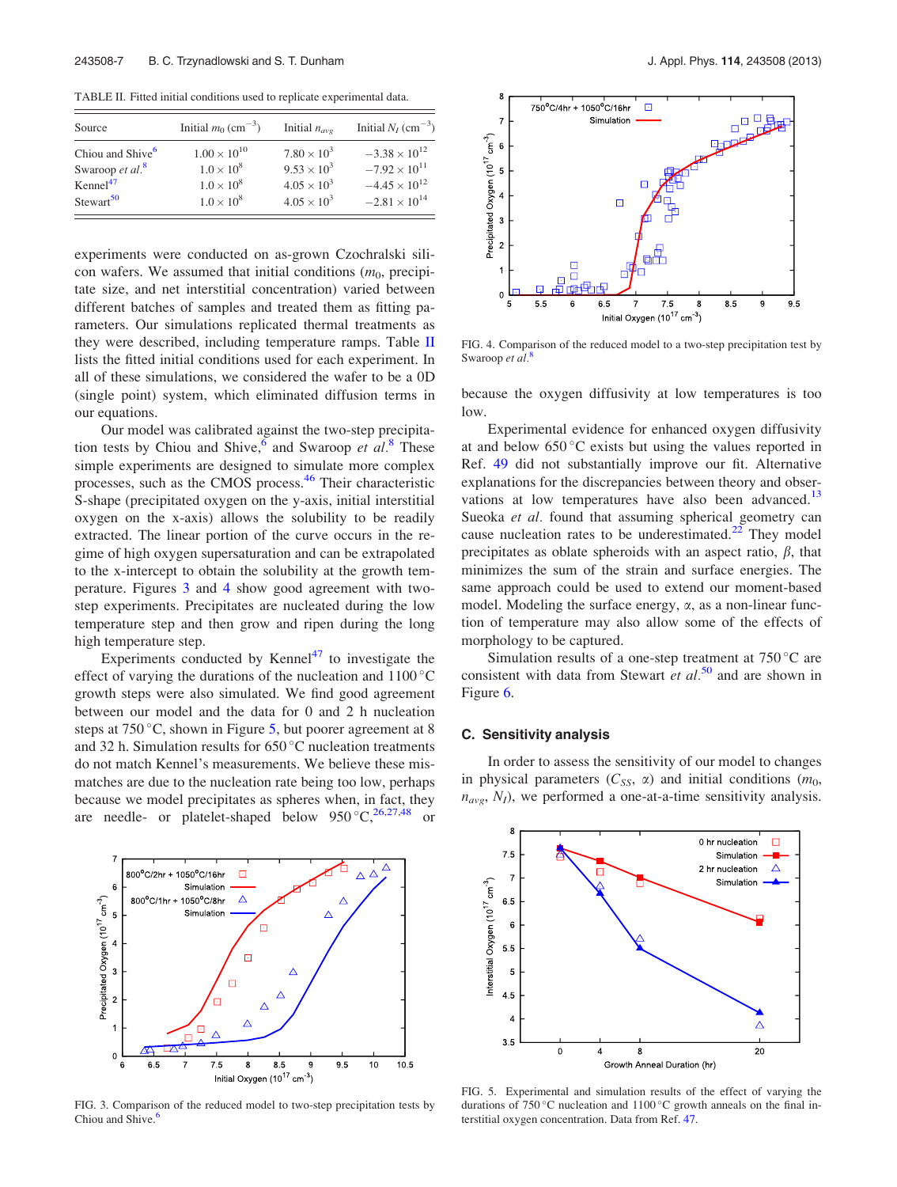TABLE II. Fitted initial conditions used to replicate experimental data.

| Source | Initial $m_0$ ($cm^{-3}$) | Initial $n_{avg}$ | Initial $N_I$ ($cm^{-3}$) |
|---|---|---|---|
| Chiou and Shive[6] | $1.00 \times 10^{10}$ | $7.80 \times 10^3$ | $-3.38 \times 10^{12}$ |
| Swaroop *et al.*[8] | $1.0 \times 10^8$ | $9.53 \times 10^3$ | $-7.92 \times 10^{11}$ |
| Kennel[47] | $1.0 \times 10^8$ | $4.05 \times 10^3$ | $-4.45 \times 10^{12}$ |
| Stewart[50] | $1.0 \times 10^8$ | $4.05 \times 10^3$ | $-2.81 \times 10^{14}$ |

experiments were conducted on as-grown Czochralski silicon wafers. We assumed that initial conditions ($m_0$, precipitate size, and net interstitial concentration) varied between different batches of samples and treated them as fitting parameters. Our simulations replicated thermal treatments as they were described, including temperature ramps. Table II lists the fitted initial conditions used for each experiment. In all of these simulations, we considered the wafer to be a 0D (single point) system, which eliminated diffusion terms in our equations.

Our model was calibrated against the two-step precipitation tests by Chiou and Shive,[6] and Swaroop *et al.*[8] These simple experiments are designed to simulate more complex processes, such as the CMOS process.[46] Their characteristic S-shape (precipitated oxygen on the y-axis, initial interstitial oxygen on the x-axis) allows the solubility to be readily extracted. The linear portion of the curve occurs in the regime of high oxygen supersaturation and can be extrapolated to the x-intercept to obtain the solubility at the growth temperature. Figures 3 and 4 show good agreement with two-step experiments. Precipitates are nucleated during the low temperature step and then grow and ripen during the long high temperature step.

Experiments conducted by Kennel[47] to investigate the effect of varying the durations of the nucleation and 1100 °C growth steps were also simulated. We find good agreement between our model and the data for 0 and 2 h nucleation steps at 750 °C, shown in Figure 5, but poorer agreement at 8 and 32 h. Simulation results for 650 °C nucleation treatments do not match Kennel's measurements. We believe these mismatches are due to the nucleation rate being too low, perhaps because we model precipitates as spheres when, in fact, they are needle- or platelet-shaped below 950 °C,[26,27,48] or because the oxygen diffusivity at low temperatures is too low.

Experimental evidence for enhanced oxygen diffusivity at and below 650 °C exists but using the values reported in Ref. 49 did not substantially improve our fit. Alternative explanations for the discrepancies between theory and observations at low temperatures have also been advanced.[13] Sueoka *et al.* found that assuming spherical geometry can cause nucleation rates to be underestimated.[22] They model precipitates as oblate spheroids with an aspect ratio, $\beta$, that minimizes the sum of the strain and surface energies. The same approach could be used to extend our moment-based model. Modeling the surface energy, $\alpha$, as a non-linear function of temperature may also allow some of the effects of morphology to be captured.

Simulation results of a one-step treatment at 750 °C are consistent with data from Stewart *et al.*[50] and are shown in Figure 6.

FIG. 3. Comparison of the reduced model to two-step precipitation tests by Chiou and Shive.[6]

FIG. 4. Comparison of the reduced model to a two-step precipitation test by Swaroop *et al.*[8]

### C. Sensitivity analysis

In order to assess the sensitivity of our model to changes in physical parameters ($C_{SS}$, $\alpha$) and initial conditions ($m_0$, $n_{avg}$, $N_I$), we performed a one-at-a-time sensitivity analysis.

FIG. 5. Experimental and simulation results of the effect of varying the durations of 750 °C nucleation and 1100 °C growth anneals on the final interstitial oxygen concentration. Data from Ref. 47.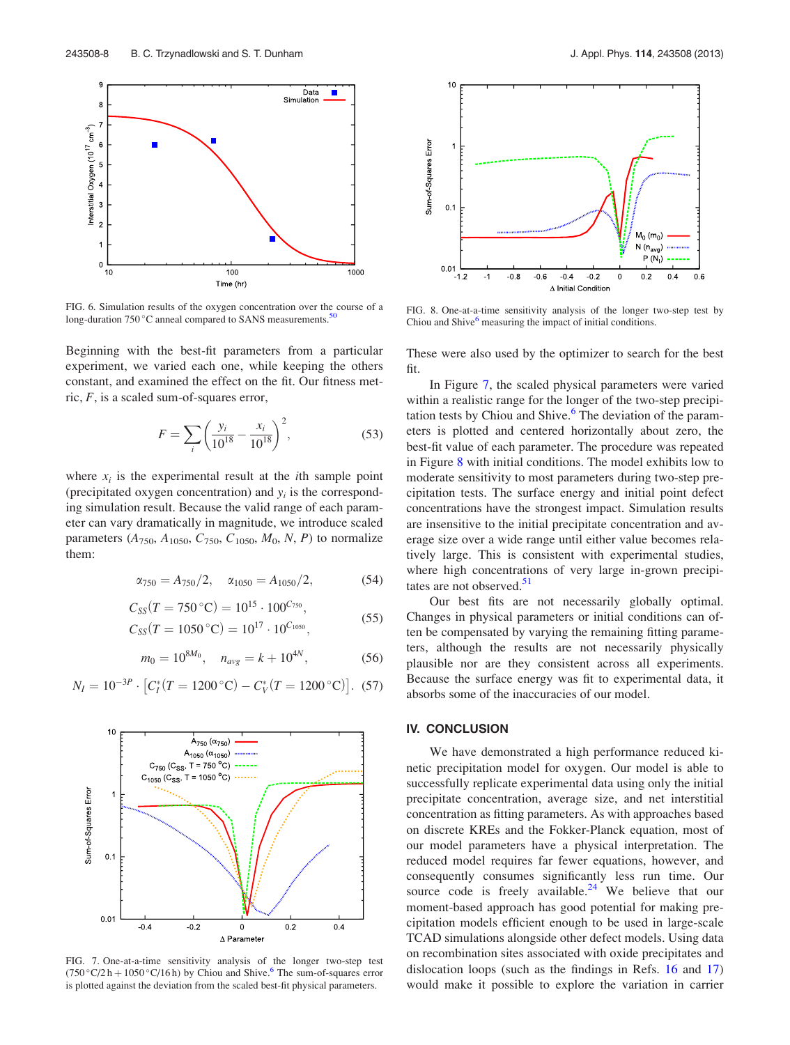FIG. 6. Simulation results of the oxygen concentration over the course of a long-duration 750 °C anneal compared to SANS measurements.[50]

Beginning with the best-fit parameters from a particular experiment, we varied each one, while keeping the others constant, and examined the effect on the fit. Our fitness metric, $F$, is a scaled sum-of-squares error,

$$F = \sum_i \left( \frac{y_i}{10^{18}} - \frac{x_i}{10^{18}} \right)^2, \tag{53}$$

where $x_i$ is the experimental result at the $i$th sample point (precipitated oxygen concentration) and $y_i$ is the corresponding simulation result. Because the valid range of each parameter can vary dramatically in magnitude, we introduce scaled parameters ($A_{750}$, $A_{1050}$, $C_{750}$, $C_{1050}$, $M_0$, $N$, $P$) to normalize them:

$$\alpha_{750} = A_{750}/2, \quad \alpha_{1050} = A_{1050}/2, \tag{54}$$

$$C_{SS}(T = 750\,^\circ\text{C}) = 10^{15} \cdot 100^{C_{750}},$$
$$C_{SS}(T = 1050\,^\circ\text{C}) = 10^{17} \cdot 10^{C_{1050}}, \tag{55}$$

$$m_0 = 10^{8M_0}, \quad n_{avg} = k + 10^{4N}, \tag{56}$$

$$N_I = 10^{-3P} \cdot \left[ C_I^*(T = 1200\,^\circ\text{C}) - C_V^*(T = 1200\,^\circ\text{C}) \right]. \tag{57}$$

FIG. 7. One-at-a-time sensitivity analysis of the longer two-step test (750 °C/2 h + 1050 °C/16 h) by Chiou and Shive.[6] The sum-of-squares error is plotted against the deviation from the scaled best-fit physical parameters.

FIG. 8. One-at-a-time sensitivity analysis of the longer two-step test by Chiou and Shive[6] measuring the impact of initial conditions.

These were also used by the optimizer to search for the best fit.

In Figure 7, the scaled physical parameters were varied within a realistic range for the longer of the two-step precipitation tests by Chiou and Shive.[6] The deviation of the parameters is plotted and centered horizontally about zero, the best-fit value of each parameter. The procedure was repeated in Figure 8 with initial conditions. The model exhibits low to moderate sensitivity to most parameters during two-step precipitation tests. The surface energy and initial point defect concentrations have the strongest impact. Simulation results are insensitive to the initial precipitate concentration and average size over a wide range until either value becomes relatively large. This is consistent with experimental studies, where high concentrations of very large in-grown precipitates are not observed.[51]

Our best fits are not necessarily globally optimal. Changes in physical parameters or initial conditions can often be compensated by varying the remaining fitting parameters, although the results are not necessarily physically plausible nor are they consistent across all experiments. Because the surface energy was fit to experimental data, it absorbs some of the inaccuracies of our model.

## IV. CONCLUSION

We have demonstrated a high performance reduced kinetic precipitation model for oxygen. Our model is able to successfully replicate experimental data using only the initial precipitate concentration, average size, and net interstitial concentration as fitting parameters. As with approaches based on discrete KREs and the Fokker-Planck equation, most of our model parameters have a physical interpretation. The reduced model requires far fewer equations, however, and consequently consumes significantly less run time. Our source code is freely available.[24] We believe that our moment-based approach has good potential for making precipitation models efficient enough to be used in large-scale TCAD simulations alongside other defect models. Using data on recombination sites associated with oxide precipitates and dislocation loops (such as the findings in Refs. 16 and 17) would make it possible to explore the variation in carrier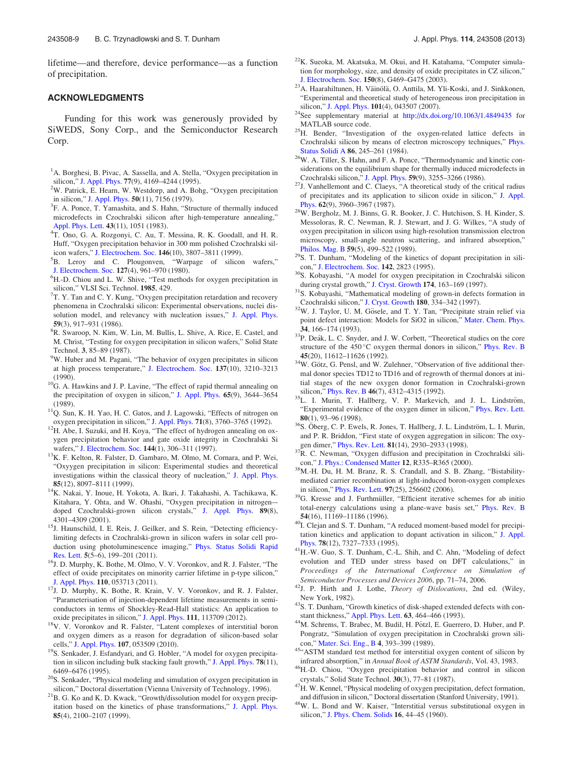lifetime—and therefore, device performance—as a function of precipitation.

## ACKNOWLEDGMENTS

Funding for this work was generously provided by SiWEDS, Sony Corp., and the Semiconductor Research Corp.

[1] A. Borghesi, B. Pivac, A. Sassella, and A. Stella, "Oxygen precipitation in silicon," J. Appl. Phys. **77**(9), 4169–4244 (1995).

[2] W. Patrick, E. Hearn, W. Westdorp, and A. Bohg, "Oxygen precipitation in silicon," J. Appl. Phys. **50**(11), 7156 (1979).

[3] F. A. Ponce, T. Yamashita, and S. Hahn, "Structure of thermally induced microdefects in Czochralski silicon after high-temperature annealing," Appl. Phys. Lett. **43**(11), 1051 (1983).

[4] T. Ono, G. A. Rozgonyi, C. Au, T. Messina, R. K. Goodall, and H. R. Huff, "Oxygen precipitation behavior in 300 mm polished Czochralski silicon wafers," J. Electrochem. Soc. **146**(10), 3807–3811 (1999).

[5] B. Leroy and C. Plougonven, "Warpage of silicon wafers," J. Electrochem. Soc. **127**(4), 961–970 (1980).

[6] H.-D. Chiou and L. W. Shive, "Test methods for oxygen precipitation in silicon," VLSI Sci. Technol. **1985**, 429.

[7] T. Y. Tan and C. Y. Kung, "Oxygen precipitation retardation and recovery phenomena in Czochralski silicon: Experimental observations, nuclei dissolution model, and relevancy with nucleation issues," J. Appl. Phys. **59**(3), 917–931 (1986).

[8] R. Swaroop, N. Kim, W. Lin, M. Bullis, L. Shive, A. Rice, E. Castel, and M. Christ, "Testing for oxygen precipitation in silicon wafers," Solid State Technol. **3**, 85–89 (1987).

[9] W. Huber and M. Pagani, "The behavior of oxygen precipitates in silicon at high process temperature," J. Electrochem. Soc. **137**(10), 3210–3213 (1990).

[10] G. A. Hawkins and J. P. Lavine, "The effect of rapid thermal annealing on the precipitation of oxygen in silicon," J. Appl. Phys. **65**(9), 3644–3654 (1989).

[11] Q. Sun, K. H. Yao, H. C. Gatos, and J. Lagowski, "Effects of nitrogen on oxygen precipitation in silicon," J. Appl. Phys. **71**(8), 3760–3765 (1992).

[12] H. Abe, I. Suzuki, and H. Koya, "The effect of hydrogen annealing on oxygen precipitation behavior and gate oxide integrity in Czochralski Si wafers," J. Electrochem. Soc. **144**(1), 306–311 (1997).

[13] K. F. Kelton, R. Falster, D. Gambaro, M. Olmo, M. Cornara, and P. Wei, "Oxyygen precipitation in silicon: Experimental studies and theoretical investigations within the classical theory of nucleation," J. Appl. Phys. **85**(12), 8097–8111 (1999).

[14] K. Nakai, Y. Inoue, H. Yokota, A. Ikari, J. Takahashi, A. Tachikawa, K. Kitahara, Y. Ohta, and W. Ohashi, "Oxygen precipitation in nitrogen-doped Czochralski-grown silicon crystals," J. Appl. Phys. **89**(8), 4301–4309 (2001).

[15] J. Haunschild, I. E. Reis, J. Geilker, and S. Rein, "Detecting efficiency-limiting defects in Czochralski-grown in silicon wafers in solar cell production using photoluminescence imaging," Phys. Status Solidi Rapid Res. Lett. **5**(5–6), 199–201 (2011).

[16] J. D. Murphy, K. Bothe, M. Olmo, V. V. Voronkov, and R. J. Falster, "The effect of oxide precipitates on minority carrier lifetime in p-type silicon," J. Appl. Phys. **110**, 053713 (2011).

[17] J. D. Murphy, K. Bothe, R. Krain, V. V. Voronkov, and R. J. Falster, "Parameterisation of injection-dependent lifetime measurements in semiconductors in terms of Shockley-Read-Hall statistics: An application to oxide precipitates in silicon," J. Appl. Phys. **111**, 113709 (2012).

[18] V. V. Voronkov and R. Falster, "Latent complexes of interstitial boron and oxygen dimers as a reason for degradation of silicon-based solar cells," J. Appl. Phys. **107**, 053509 (2010).

[19] S. Senkader, J. Esfandyari, and G. Hobler, "A model for oxygen precipitation in silicon including bulk stacking fault growth," J. Appl. Phys. **78**(11), 6469–6476 (1995).

[20] S. Senkader, "Physical modeling and simulation of oxygen precipitation in silicon," Doctoral dissertation (Vienna University of Technology, 1996).

[21] B. G. Ko and K. D. Kwack, "Growth/dissolution model for oxygen precipitation based on the kinetics of phase transformations," J. Appl. Phys. **85**(4), 2100–2107 (1999).

[22] K. Sueoka, M. Akatsuka, M. Okui, and H. Katahama, "Computer simulation for morphology, size, and density of oxide precipitates in CZ silicon," J. Electrochem. Soc. **150**(8), G469–G475 (2003).

[23] A. Haarahiltunen, H. Väinölä, O. Anttila, M. Yli-Koski, and J. Sinkkonen, "Experimental and theoretical study of heterogeneous iron precipitation in silicon," J. Appl. Phys. **101**(4), 043507 (2007).

[24] See supplementary material at http://dx.doi.org/10.1063/1.4849435 for MATLAB source code.

[25] H. Bender, "Investigation of the oxygen-related lattice defects in Czochralski silicon by means of electron microscopy techniques," Phys. Status Solidi A **86**, 245–261 (1984).

[26] W. A. Tiller, S. Hahn, and F. A. Ponce, "Thermodynamic and kinetic considerations on the equilibrium shape for thermally induced microdefects in Czochralski silicon," J. Appl. Phys. **59**(9), 3255–3266 (1986).

[27] J. Vanhellemont and C. Claeys, "A theoretical study of the critical radius of precipitates and its application to silicon oxide in silicon," J. Appl. Phys. **62**(9), 3960–3967 (1987).

[28] W. Bergholz, M. J. Binns, G. R. Booker, J. C. Hutchison, S. H. Kinder, S. Messoloras, R. C. Newman, R. J. Stewart, and J. G. Wilkes, "A study of oxygen precipitation in silicon using high-resolution transmission electron microscopy, small-angle neutron scattering, and infrared absorption," Philos. Mag. B **59**(5), 499–522 (1989).

[29] S. T. Dunham, "Modeling of the kinetics of dopant precipitation in silicon," J. Electrochem. Soc. **142**, 2823 (1995).

[30] S. Kobayashi, "A model for oxygen precipitation in Czochralski silicon during crystal growth," J. Cryst. Growth **174**, 163–169 (1997).

[31] S. Kobayashi, "Mathematical modeling of grown-in defects formation in Czochralski silicon," J. Cryst. Growth **180**, 334–342 (1997).

[32] W. J. Taylor, U. M. Gösele, and T. Y. Tan, "Precipitate strain relief via point defect interaction: Models for SiO2 in silicon," Mater. Chem. Phys. **34**, 166–174 (1993).

[33] P. Deák, L. C. Snyder, and J. W. Corbett, "Theoretical studies on the core structure of the 450 °C oxygen thermal donors in silicon," Phys. Rev. B **45**(20), 11612–11626 (1992).

[34] W. Götz, G. Pensl, and W. Zulehner, "Observation of five additional thermal donor species TD12 to TD16 and of regrowth of thermal donors at initial stages of the new oxygen donor formation in Czochralski-grown silicon," Phys. Rev. B **46**(7), 4312–4315 (1992).

[35] L. I. Murin, T. Hallberg, V. P. Markevich, and J. L. Lindström, "Experimental evidence of the oxygen dimer in silicon," Phys. Rev. Lett. **80**(1), 93–96 (1998).

[36] S. Öberg, C. P. Ewels, R. Jones, T. Hallberg, J. L. Lindström, L. I. Murin, and P. R. Briddon, "First state of oxygen aggregation in silicon: The oxygen dimer," Phys. Rev. Lett. **81**(14), 2930–2933 (1998).

[37] R. C. Newman, "Oxygen diffusion and precipitation in Czochralski silicon," J. Phys.: Condensed Matter **12**, R335–R365 (2000).

[38] M.-H. Du, H. M. Branz, R. S. Crandall, and S. B. Zhang, "Bistability-mediated carrier recombination at light-induced boron-oxygen complexes in silicon," Phys. Rev. Lett. **97**(25), 256602 (2006).

[39] G. Kresse and J. Furthmüller, "Efficient iterative schemes for ab initio total-energy calculations using a plane-wave basis set," Phys. Rev. B **54**(16), 11169–11186 (1996).

[40] I. Clejan and S. T. Dunham, "A reduced moment-based model for precipitation kinetics and application to dopant activation in silicon," J. Appl. Phys. **78**(12), 7327–7333 (1995).

[41] H.-W. Guo, S. T. Dunham, C.-L. Shih, and C. Ahn, "Modeling of defect evolution and TED under stress based on DFT calculations," in *Proceedings of the International Conference on Simulation of Semiconductor Processes and Devices 2006*, pp. 71–74, 2006.

[42] J. P. Hirth and J. Lothe, *Theory of Dislocations*, 2nd ed. (Wiley, New York, 1982).

[43] S. T. Dunham, "Growth kinetics of disk-shaped extended defects with constant thickness," Appl. Phys. Lett. **63**, 464–466 (1993).

[44] M. Schrems, T. Brabec, M. Budil, H. Pötzl, E. Guerrero, D. Huber, and P. Pongratz, "Simulation of oxygen precipitation in Czochralski grown silicon," Mater. Sci. Eng., B **4**, 393–399 (1989).

[45] "ASTM standard test method for interstitial oxygen content of silicon by infrared absorption," in *Annual Book of ASTM Standards*, Vol. 43, 1983.

[46] H.-D. Chiou, "Oxygen precipitation behavior and control in silicon crystals," Solid State Technol. **30**(3), 77–81 (1987).

[47] H. W. Kennel, "Physical modeling of oxygen precipitation, defect formation, and diffusion in silicon," Doctoral dissertation (Stanford University, 1991).

[48] W. L. Bond and W. Kaiser, "Interstitial versus substitutional oxygen in silicon," J. Phys. Chem. Solids **16**, 44–45 (1960).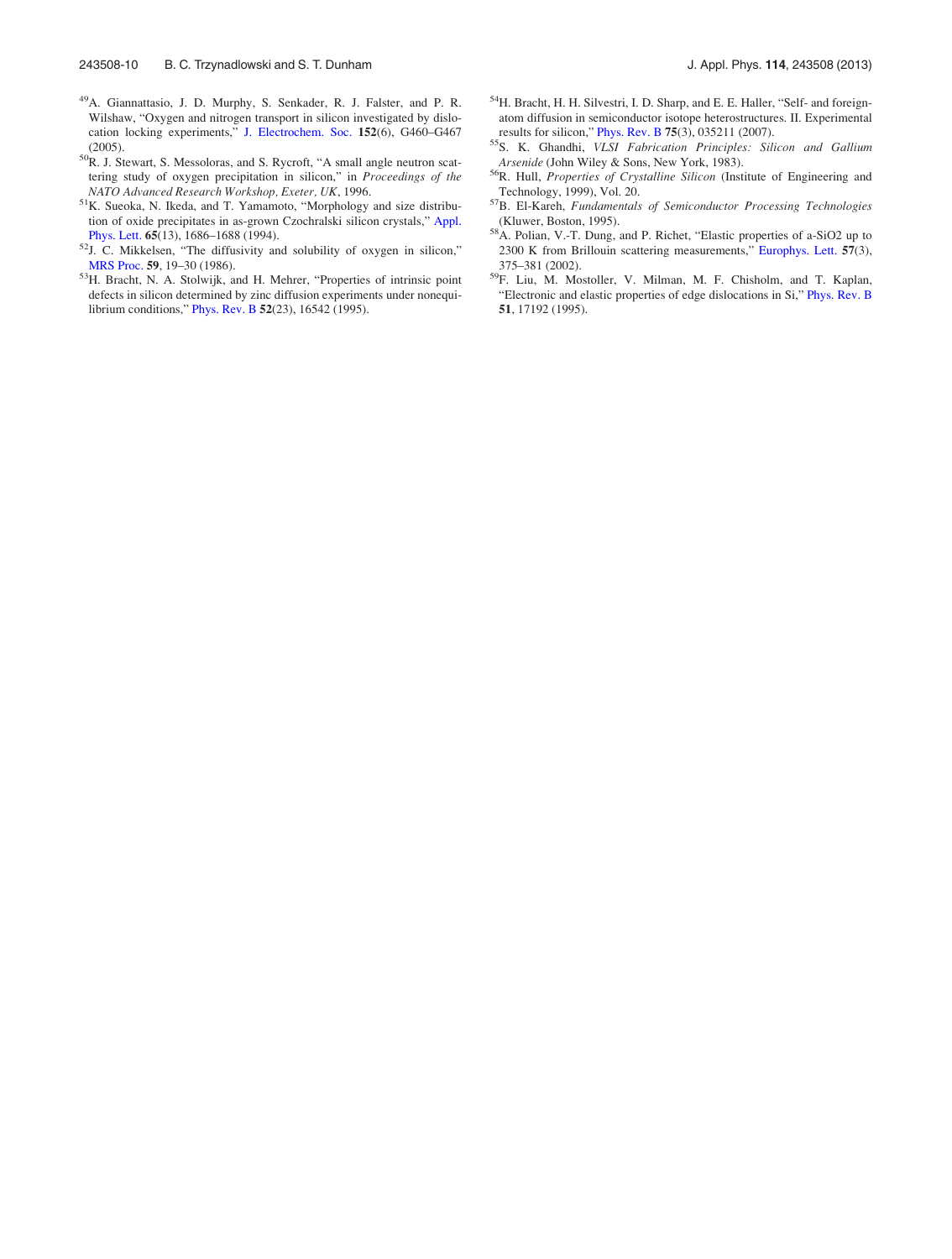[49]A. Giannattasio, J. D. Murphy, S. Senkader, R. J. Falster, and P. R. Wilshaw, "Oxygen and nitrogen transport in silicon investigated by dislocation locking experiments," J. Electrochem. Soc. **152**(6), G460–G467 (2005).

[50]R. J. Stewart, S. Messoloras, and S. Rycroft, "A small angle neutron scattering study of oxygen precipitation in silicon," in *Proceedings of the NATO Advanced Research Workshop, Exeter, UK*, 1996.

[51]K. Sueoka, N. Ikeda, and T. Yamamoto, "Morphology and size distribution of oxide precipitates in as-grown Czochralski silicon crystals," Appl. Phys. Lett. **65**(13), 1686–1688 (1994).

[52]J. C. Mikkelsen, "The diffusivity and solubility of oxygen in silicon," MRS Proc. **59**, 19–30 (1986).

[53]H. Bracht, N. A. Stolwijk, and H. Mehrer, "Properties of intrinsic point defects in silicon determined by zinc diffusion experiments under nonequilibrium conditions," Phys. Rev. B **52**(23), 16542 (1995).

[54]H. Bracht, H. H. Silvestri, I. D. Sharp, and E. E. Haller, "Self- and foreign-atom diffusion in semiconductor isotope heterostructures. II. Experimental results for silicon," Phys. Rev. B **75**(3), 035211 (2007).

[55]S. K. Ghandhi, *VLSI Fabrication Principles: Silicon and Gallium Arsenide* (John Wiley & Sons, New York, 1983).

[56]R. Hull, *Properties of Crystalline Silicon* (Institute of Engineering and Technology, 1999), Vol. 20.

[57]B. El-Kareh, *Fundamentals of Semiconductor Processing Technologies* (Kluwer, Boston, 1995).

[58]A. Polian, V.-T. Dung, and P. Richet, "Elastic properties of a-SiO2 up to 2300 K from Brillouin scattering measurements," Europhys. Lett. **57**(3), 375–381 (2002).

[59]F. Liu, M. Mostoller, V. Milman, M. F. Chisholm, and T. Kaplan, "Electronic and elastic properties of edge dislocations in Si," Phys. Rev. B **51**, 17192 (1995).